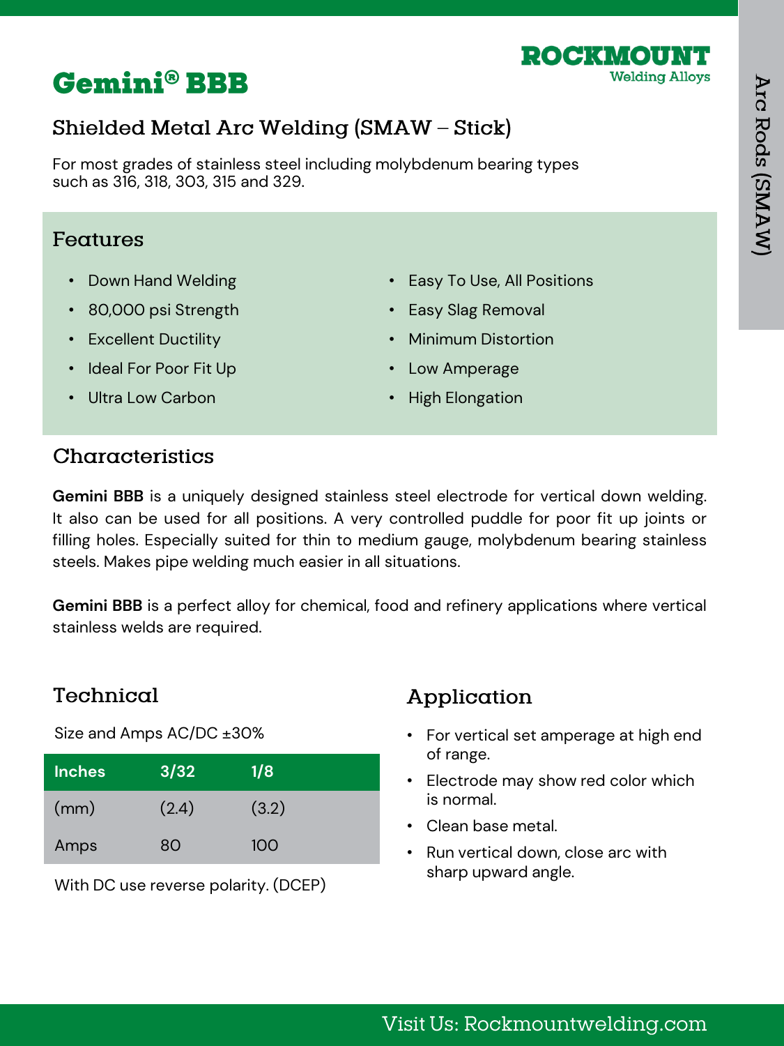# Gemini® BBB

ROCKMOUNT
Welding Alloys

## Shielded Metal Arc Welding (SMAW – Stick)

For most grades of stainless steel including molybdenum bearing types such as 316, 318, 303, 315 and 329.

### Features

- Down Hand Welding
- 80,000 psi Strength
- Excellent Ductility
- Ideal For Poor Fit Up
- Ultra Low Carbon
- Easy To Use, All Positions
- Easy Slag Removal
- Minimum Distortion
- Low Amperage
- High Elongation

### Characteristics

**Gemini BBB** is a uniquely designed stainless steel electrode for vertical down welding. It also can be used for all positions. A very controlled puddle for poor fit up joints or filling holes. Especially suited for thin to medium gauge, molybdenum bearing stainless steels. Makes pipe welding much easier in all situations.

**Gemini BBB** is a perfect alloy for chemical, food and refinery applications where vertical stainless welds are required.

### Technical

Size and Amps AC/DC ±30%

| Inches | 3/32 | 1/8 |
|---|---|---|
| (mm) | (2.4) | (3.2) |
| Amps | 80 | 100 |

With DC use reverse polarity. (DCEP)

### Application

- For vertical set amperage at high end of range.
- Electrode may show red color which is normal.
- Clean base metal.
- Run vertical down, close arc with sharp upward angle.

Visit Us: Rockmountwelding.com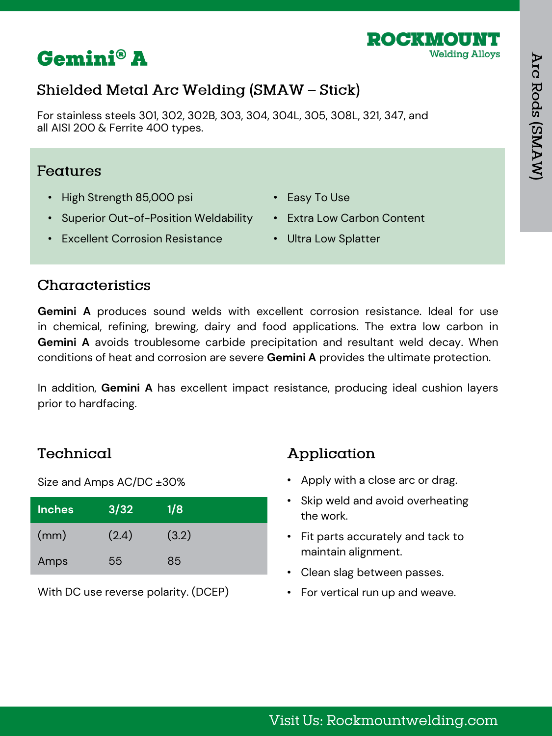# Gemini® A

ROCKMOUNT
Welding Alloys

## Shielded Metal Arc Welding (SMAW – Stick)

For stainless steels 301, 302, 302B, 303, 304, 304L, 305, 308L, 321, 347, and all AISI 200 & Ferrite 400 types.

## Features

- High Strength 85,000 psi
- Superior Out-of-Position Weldability
- Excellent Corrosion Resistance
- Easy To Use
- Extra Low Carbon Content
- Ultra Low Splatter

## Characteristics

**Gemini A** produces sound welds with excellent corrosion resistance. Ideal for use in chemical, refining, brewing, dairy and food applications. The extra low carbon in **Gemini A** avoids troublesome carbide precipitation and resultant weld decay. When conditions of heat and corrosion are severe **Gemini A** provides the ultimate protection.

In addition, **Gemini A** has excellent impact resistance, producing ideal cushion layers prior to hardfacing.

## Technical

Size and Amps AC/DC ±30%

| Inches | 3/32 | 1/8 |
|---|---|---|
| (mm) | (2.4) | (3.2) |
| Amps | 55 | 85 |

With DC use reverse polarity. (DCEP)

## Application

- Apply with a close arc or drag.
- Skip weld and avoid overheating the work.
- Fit parts accurately and tack to maintain alignment.
- Clean slag between passes.
- For vertical run up and weave.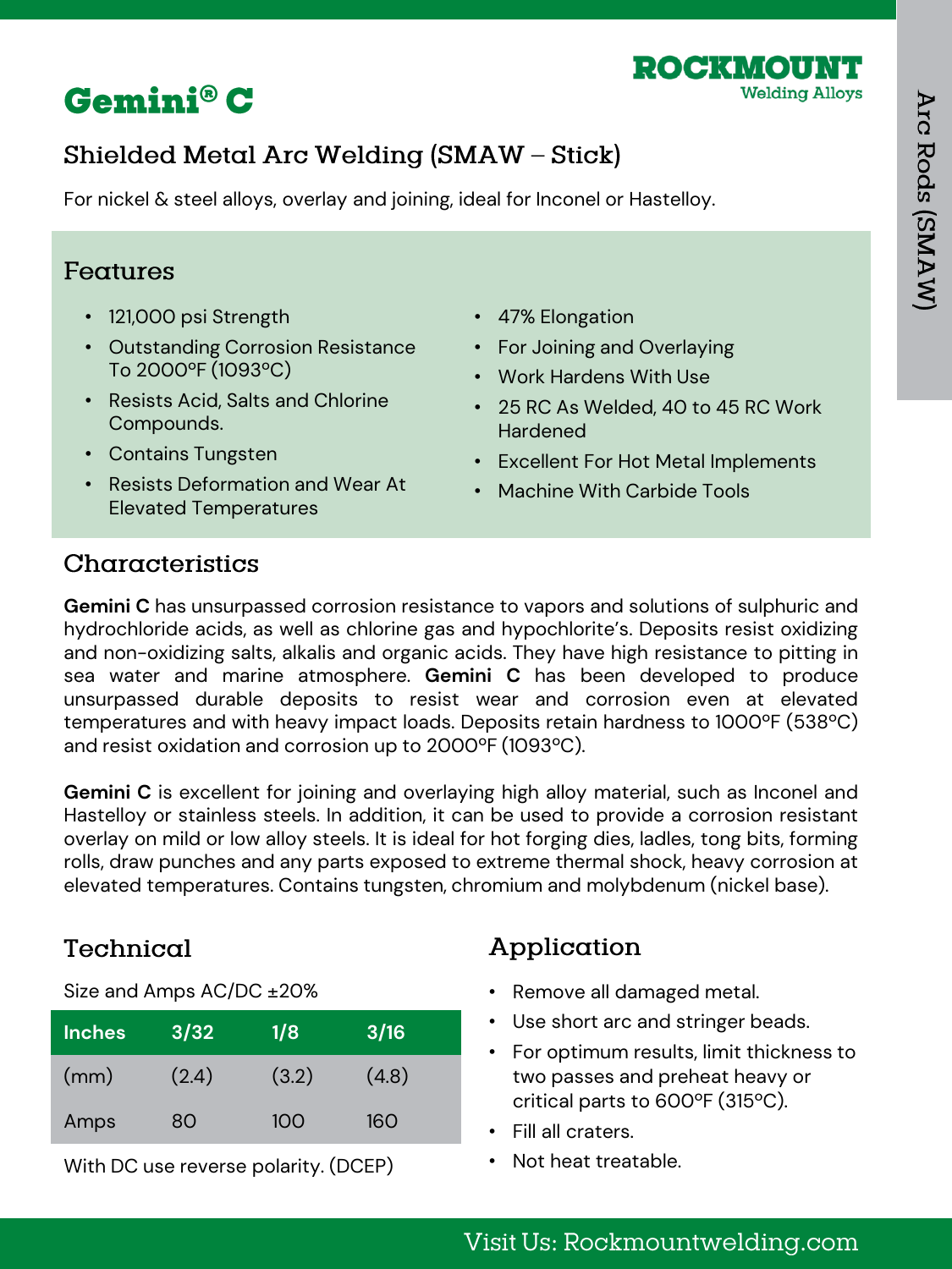# Gemini® C

ROCKMOUNT
Welding Alloys

## Shielded Metal Arc Welding (SMAW – Stick)

For nickel & steel alloys, overlay and joining, ideal for Inconel or Hastelloy.

### Features

- 121,000 psi Strength
- Outstanding Corrosion Resistance To 2000°F (1093°C)
- Resists Acid, Salts and Chlorine Compounds.
- Contains Tungsten
- Resists Deformation and Wear At Elevated Temperatures
- 47% Elongation
- For Joining and Overlaying
- Work Hardens With Use
- 25 RC As Welded, 40 to 45 RC Work Hardened
- Excellent For Hot Metal Implements
- Machine With Carbide Tools

### Characteristics

**Gemini C** has unsurpassed corrosion resistance to vapors and solutions of sulphuric and hydrochloride acids, as well as chlorine gas and hypochlorite's. Deposits resist oxidizing and non-oxidizing salts, alkalis and organic acids. They have high resistance to pitting in sea water and marine atmosphere. **Gemini C** has been developed to produce unsurpassed durable deposits to resist wear and corrosion even at elevated temperatures and with heavy impact loads. Deposits retain hardness to 1000°F (538°C) and resist oxidation and corrosion up to 2000°F (1093°C).

**Gemini C** is excellent for joining and overlaying high alloy material, such as Inconel and Hastelloy or stainless steels. In addition, it can be used to provide a corrosion resistant overlay on mild or low alloy steels. It is ideal for hot forging dies, ladles, tong bits, forming rolls, draw punches and any parts exposed to extreme thermal shock, heavy corrosion at elevated temperatures. Contains tungsten, chromium and molybdenum (nickel base).

### Technical

Size and Amps AC/DC ±20%

| Inches | 3/32 | 1/8 | 3/16 |
| --- | --- | --- | --- |
| (mm) | (2.4) | (3.2) | (4.8) |
| Amps | 80 | 100 | 160 |

With DC use reverse polarity. (DCEP)

### Application

- Remove all damaged metal.
- Use short arc and stringer beads.
- For optimum results, limit thickness to two passes and preheat heavy or critical parts to 600°F (315°C).
- Fill all craters.
- Not heat treatable.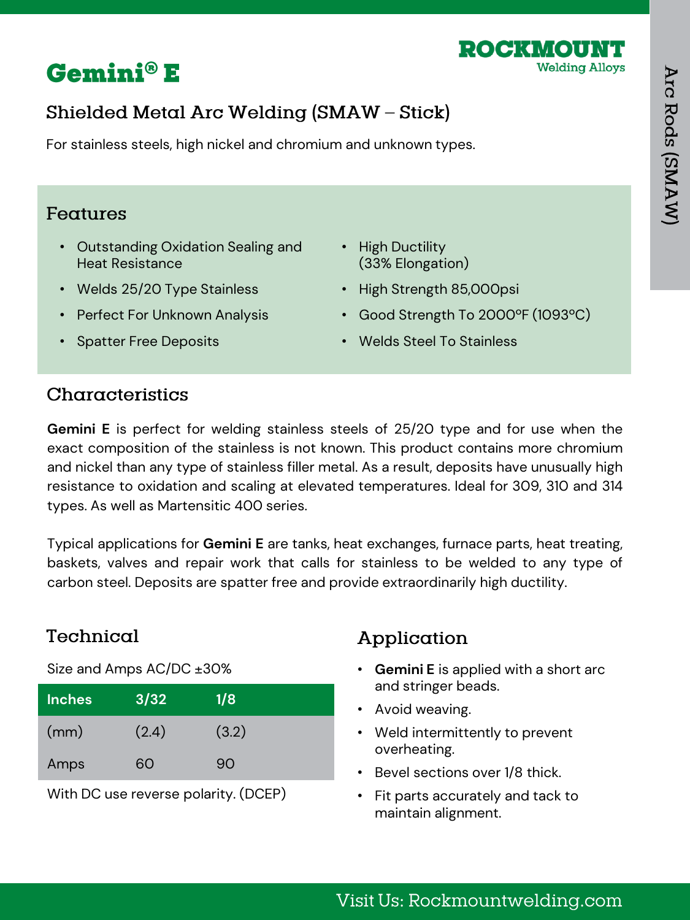**ROCKMOUNT**
Welding Alloys

# Gemini® E

## Shielded Metal Arc Welding (SMAW – Stick)

For stainless steels, high nickel and chromium and unknown types.

## Features

- Outstanding Oxidation Sealing and Heat Resistance
- Welds 25/20 Type Stainless
- Perfect For Unknown Analysis
- Spatter Free Deposits
- High Ductility (33% Elongation)
- High Strength 85,000psi
- Good Strength To 2000°F (1093°C)
- Welds Steel To Stainless

## Characteristics

**Gemini E** is perfect for welding stainless steels of 25/20 type and for use when the exact composition of the stainless is not known. This product contains more chromium and nickel than any type of stainless filler metal. As a result, deposits have unusually high resistance to oxidation and scaling at elevated temperatures. Ideal for 309, 310 and 314 types. As well as Martensitic 400 series.

Typical applications for **Gemini E** are tanks, heat exchanges, furnace parts, heat treating, baskets, valves and repair work that calls for stainless to be welded to any type of carbon steel. Deposits are spatter free and provide extraordinarily high ductility.

## Technical

Size and Amps AC/DC ±30%

| Inches | 3/32 | 1/8 |
| --- | --- | --- |
| (mm) | (2.4) | (3.2) |
| Amps | 60 | 90 |

With DC use reverse polarity. (DCEP)

## Application

- **Gemini E** is applied with a short arc and stringer beads.
- Avoid weaving.
- Weld intermittently to prevent overheating.
- Bevel sections over 1/8 thick.
- Fit parts accurately and tack to maintain alignment.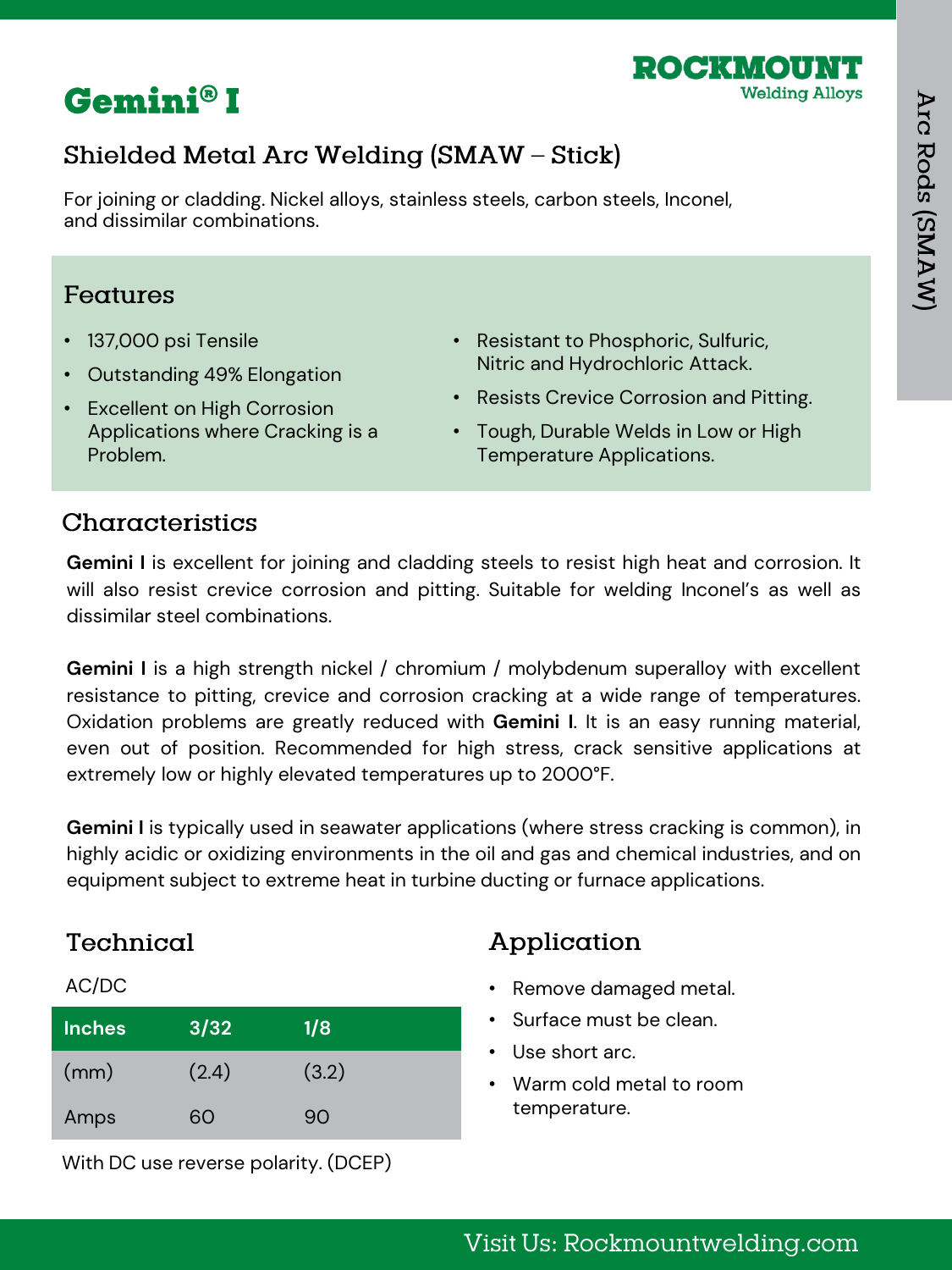# Gemini® I

ROCKMOUNT
Welding Alloys

Arc Rods (SMAW)

## Shielded Metal Arc Welding (SMAW – Stick)

For joining or cladding. Nickel alloys, stainless steels, carbon steels, Inconel, and dissimilar combinations.

### Features

- 137,000 psi Tensile
- Outstanding 49% Elongation
- Excellent on High Corrosion Applications where Cracking is a Problem.
- Resistant to Phosphoric, Sulfuric, Nitric and Hydrochloric Attack.
- Resists Crevice Corrosion and Pitting.
- Tough, Durable Welds in Low or High Temperature Applications.

### Characteristics

**Gemini I** is excellent for joining and cladding steels to resist high heat and corrosion. It will also resist crevice corrosion and pitting. Suitable for welding Inconel's as well as dissimilar steel combinations.

**Gemini I** is a high strength nickel / chromium / molybdenum superalloy with excellent resistance to pitting, crevice and corrosion cracking at a wide range of temperatures. Oxidation problems are greatly reduced with **Gemini I**. It is an easy running material, even out of position. Recommended for high stress, crack sensitive applications at extremely low or highly elevated temperatures up to 2000°F.

**Gemini I** is typically used in seawater applications (where stress cracking is common), in highly acidic or oxidizing environments in the oil and gas and chemical industries, and on equipment subject to extreme heat in turbine ducting or furnace applications.

### Technical

AC/DC

| Inches | 3/32 | 1/8 |
|---|---|---|
| (mm) | (2.4) | (3.2) |
| Amps | 60 | 90 |

With DC use reverse polarity. (DCEP)

### Application

- Remove damaged metal.
- Surface must be clean.
- Use short arc.
- Warm cold metal to room temperature.

Visit Us: Rockmountwelding.com